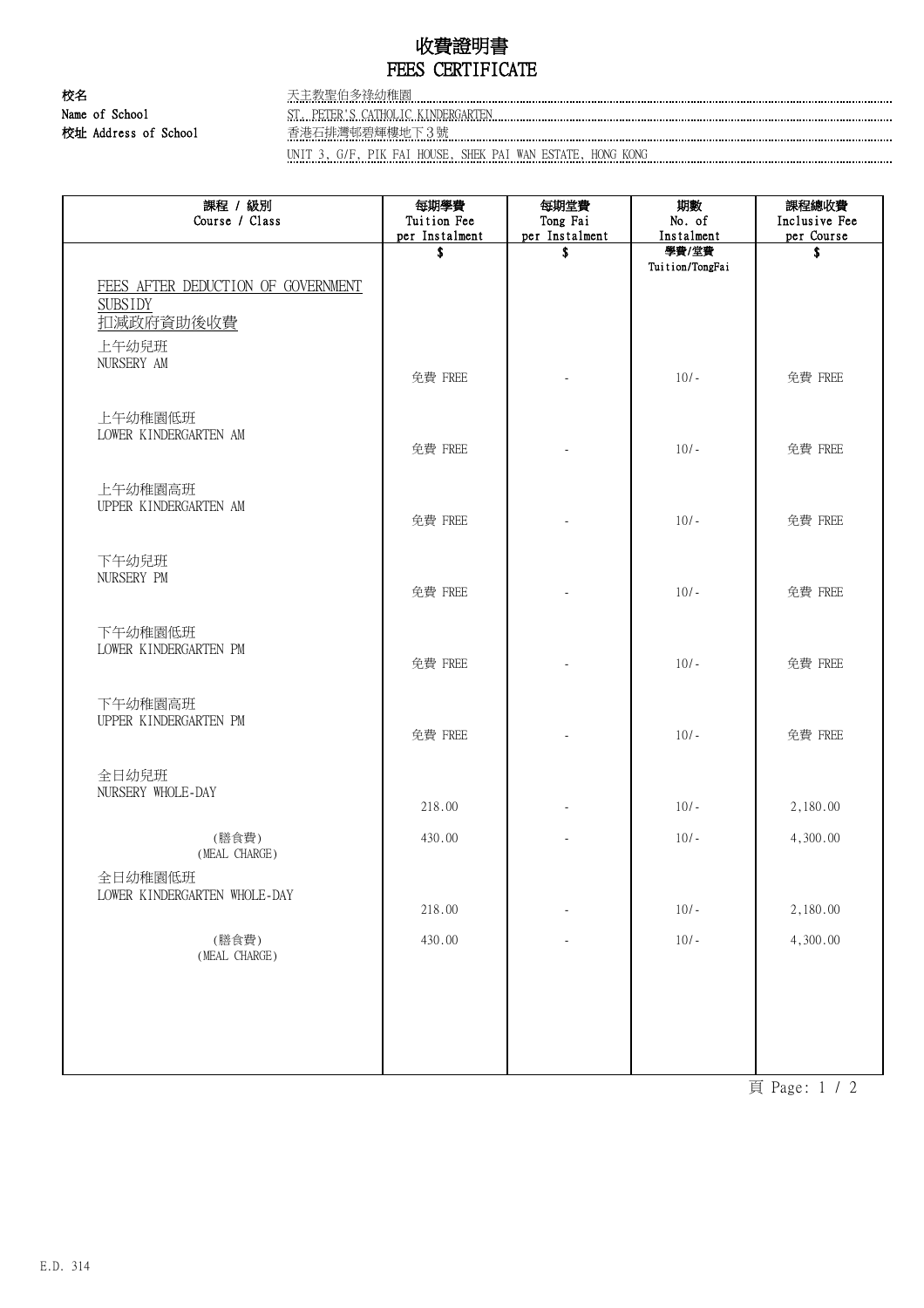# 收費證明書
# FEES CERTIFICATE

**校名**
**Name of School**: 天主教聖伯多祿幼稚園
ST. PETER'S CATHOLIC KINDERGARTEN

**校址 Address of School**: 香港石排灣邨碧輝樓地下３號
UNIT 3, G/F, PIK FAI HOUSE, SHEK PAI WAN ESTATE, HONG KONG

| 課程 / 級別<br>Course / Class | 每期學費<br>Tuition Fee<br>per Instalment | 每期堂費<br>Tong Fai<br>per Instalment | 期數<br>No. of<br>Instalment | 課程總收費<br>Inclusive Fee<br>per Course |
|---|---|---|---|---|
| | $ | $ | 學費/堂費<br>Tuition/TongFai | $ |
| FEES AFTER DEDUCTION OF GOVERNMENT SUBSIDY<br>扣減政府資助後收費 | | | | |
| 上午幼兒班<br>NURSERY AM | 免費 FREE | - | 10/- | 免費 FREE |
| 上午幼稚園低班<br>LOWER KINDERGARTEN AM | 免費 FREE | - | 10/- | 免費 FREE |
| 上午幼稚園高班<br>UPPER KINDERGARTEN AM | 免費 FREE | - | 10/- | 免費 FREE |
| 下午幼兒班<br>NURSERY PM | 免費 FREE | - | 10/- | 免費 FREE |
| 下午幼稚園低班<br>LOWER KINDERGARTEN PM | 免費 FREE | - | 10/- | 免費 FREE |
| 下午幼稚園高班<br>UPPER KINDERGARTEN PM | 免費 FREE | - | 10/- | 免費 FREE |
| 全日幼兒班<br>NURSERY WHOLE-DAY | 218.00 | - | 10/- | 2,180.00 |
| (膳食費)<br>(MEAL CHARGE) | 430.00 | - | 10/- | 4,300.00 |
| 全日幼稚園低班<br>LOWER KINDERGARTEN WHOLE-DAY | 218.00 | - | 10/- | 2,180.00 |
| (膳食費)<br>(MEAL CHARGE) | 430.00 | - | 10/- | 4,300.00 |

E.D. 314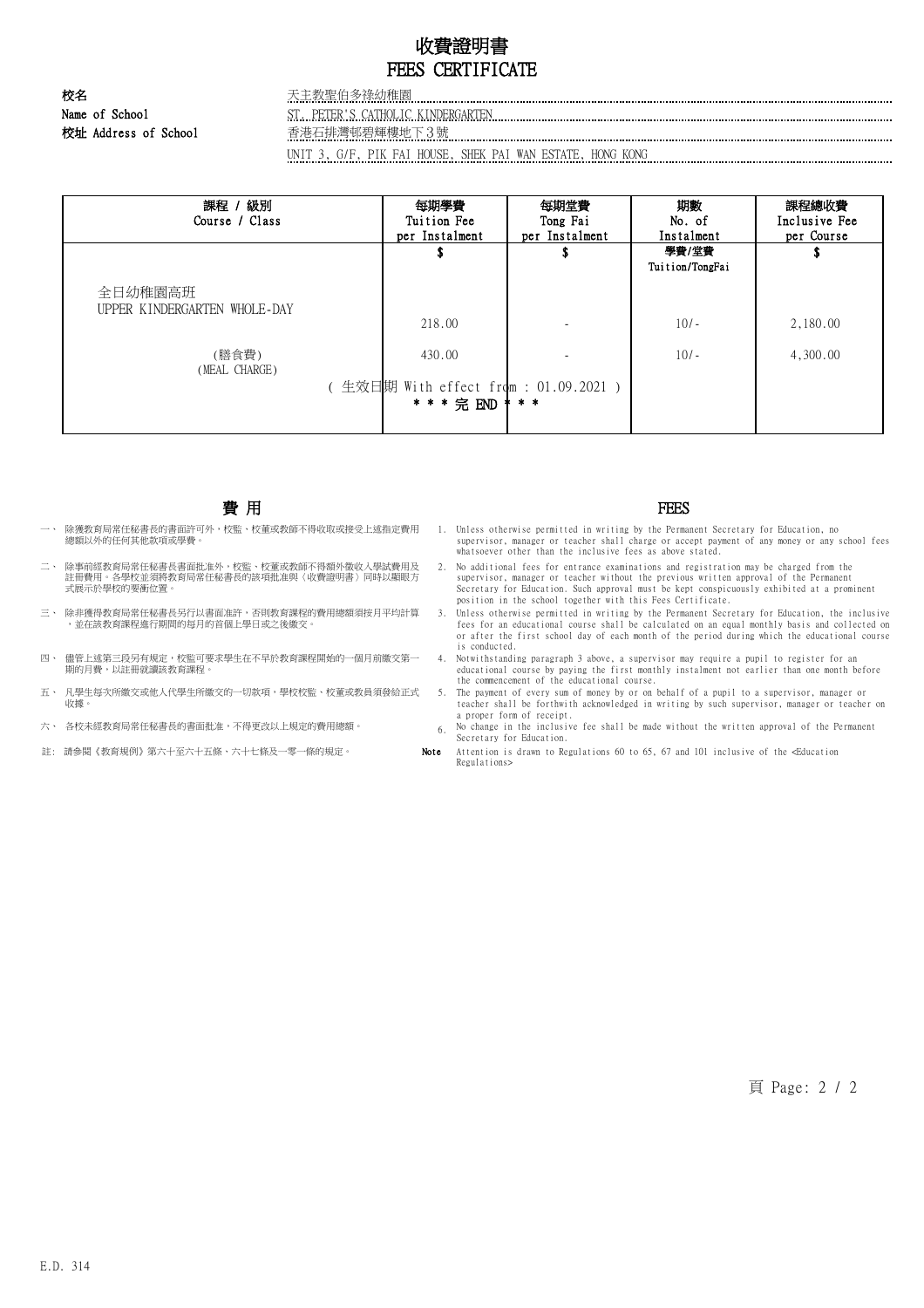# 收費證明書
# FEES CERTIFICATE

**校名** 天主教聖伯多祿幼稚園
**Name of School** ST. PETER'S CATHOLIC KINDERGARTEN
**校址 Address of School** 香港石排灣邨碧輝樓地下３號
UNIT 3, G/F, PIK FAI HOUSE, SHEK PAI WAN ESTATE, HONG KONG

| 課程 / 級別 Course / Class | 每期學費 Tuition Fee per Instalment | 每期堂費 Tong Fai per Instalment | 期數 No. of Instalment | 課程總收費 Inclusive Fee per Course |
|---|---|---|---|---|
| | $ | $ | 學費/堂費 Tuition/TongFai | $ |
| 全日幼稚園高班 UPPER KINDERGARTEN WHOLE-DAY | 218.00 | - | 10/- | 2,180.00 |
| (膳食費) (MEAL CHARGE) | 430.00 | - | 10/- | 4,300.00 |
| ( 生效日期 With effect from : 01.09.2021 ) | | | | |
| * * * 完 END * * * | | | | |

## 費 用

一、 除獲教育局常任秘書長的書面許可外，校監、校董或教師不得收取或接受上述指定費用總額以外的任何其他款項或學費。

二、 除事前經教育局常任秘書長書面批准外，校監、校董或教師不得額外徵收入學試費用及註冊費用。各學校並須將教育局常任秘書長的該項批准與〈收費證明書〉同時以顯眼方式展示於學校的要衝位置。

三、 除非獲得教育局常任秘書長另行以書面准許，否則教育課程的費用總額須按月平均計算，並在該教育課程進行期間的每月的首個上學日或之後繳交。

四、 儘管上述第三段另有規定，校監可要求學生在不早於教育課程開始的一個月前繳交第一期的月費，以註冊就讀該教育課程。

五、 凡學生每次所繳交或他人代學生所繳交的一切款項，學校校監、校董或教員須發給正式收據。

六、 各校未經教育局常任秘書長的書面批准，不得更改以上規定的費用總額。

註: 請參閱《教育規例》第六十至六十五條、六十七條及一零一條的規定。

## FEES

1. Unless otherwise permitted in writing by the Permanent Secretary for Education, no supervisor, manager or teacher shall charge or accept payment of any money or any school fees whatsoever other than the inclusive fees as above stated.
2. No additional fees for entrance examinations and registration may be charged from the supervisor, manager or teacher without the previous written approval of the Permanent Secretary for Education. Such approval must be kept conspicuously exhibited at a prominent position in the school together with this Fees Certificate.
3. Unless otherwise permitted in writing by the Permanent Secretary for Education, the inclusive fees for an educational course shall be calculated on an equal monthly basis and collected on or after the first school day of each month of the period during which the educational course is conducted.
4. Notwithstanding paragraph 3 above, a supervisor may require a pupil to register for an educational course by paying the first monthly instalment not earlier than one month before the commencement of the educational course.
5. The payment of every sum of money by or on behalf of a pupil to a supervisor, manager or teacher shall be forthwith acknowledged in writing by such supervisor, manager or teacher on a proper form of receipt.
6. No change in the inclusive fee shall be made without the written approval of the Permanent Secretary for Education.

**Note** Attention is drawn to Regulations 60 to 65, 67 and 101 inclusive of the <Education Regulations>

E.D. 314